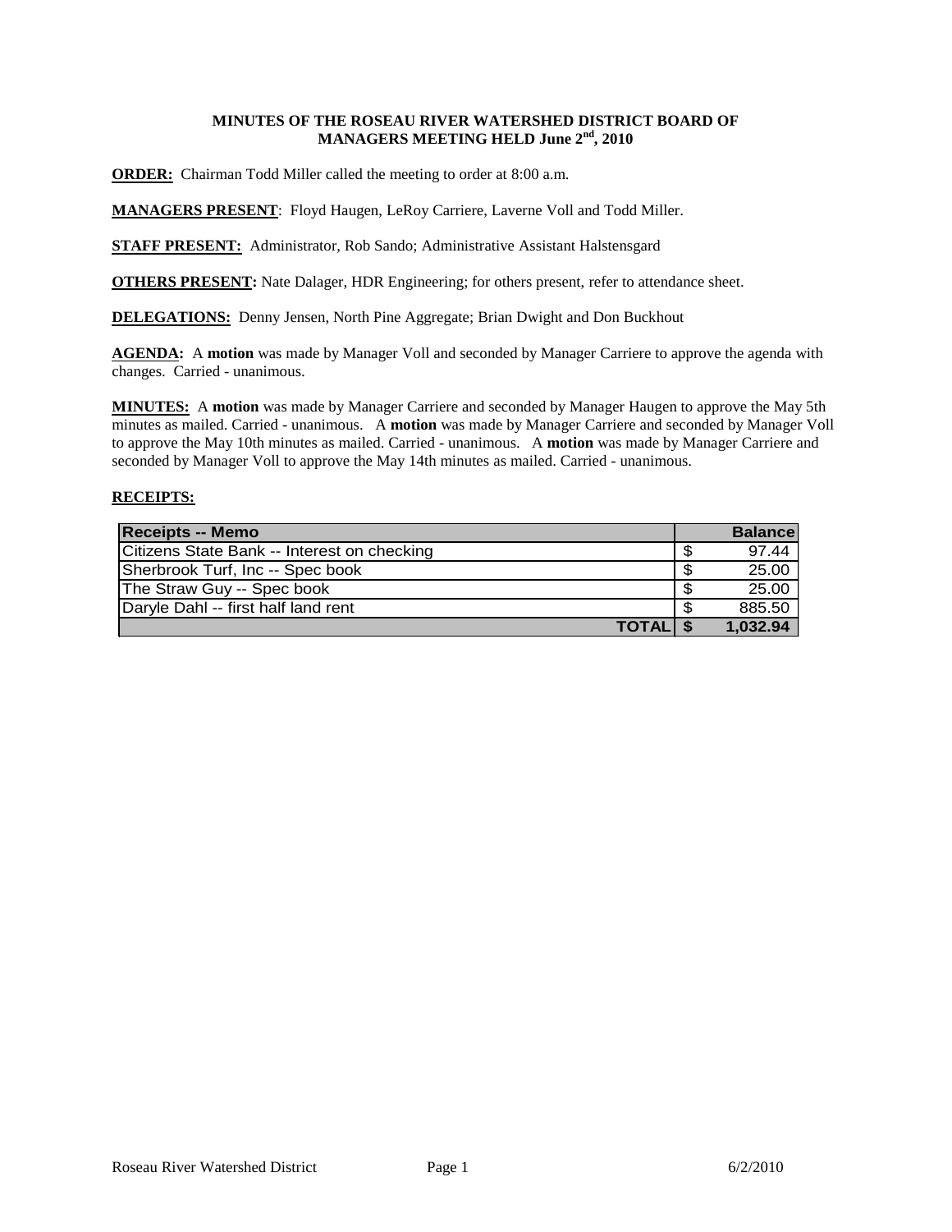# MINUTES OF THE ROSEAU RIVER WATERSHED DISTRICT BOARD OF MANAGERS MEETING HELD June 2nd, 2010

**ORDER:** Chairman Todd Miller called the meeting to order at 8:00 a.m.

**MANAGERS PRESENT**: Floyd Haugen, LeRoy Carriere, Laverne Voll and Todd Miller.

**STAFF PRESENT:** Administrator, Rob Sando; Administrative Assistant Halstensgard

**OTHERS PRESENT:** Nate Dalager, HDR Engineering; for others present, refer to attendance sheet.

**DELEGATIONS:** Denny Jensen, North Pine Aggregate; Brian Dwight and Don Buckhout

**AGENDA:** A **motion** was made by Manager Voll and seconded by Manager Carriere to approve the agenda with changes. Carried - unanimous.

**MINUTES:** A **motion** was made by Manager Carriere and seconded by Manager Haugen to approve the May 5th minutes as mailed. Carried - unanimous. A **motion** was made by Manager Carriere and seconded by Manager Voll to approve the May 10th minutes as mailed. Carried - unanimous. A **motion** was made by Manager Carriere and seconded by Manager Voll to approve the May 14th minutes as mailed. Carried - unanimous.

**RECEIPTS:**

| Receipts -- Memo | Balance |
|---|---|
| Citizens State Bank -- Interest on checking | $ 97.44 |
| Sherbrook Turf, Inc -- Spec book | $ 25.00 |
| The Straw Guy -- Spec book | $ 25.00 |
| Daryle Dahl -- first half land rent | $ 885.50 |
| **TOTAL** | **$ 1,032.94** |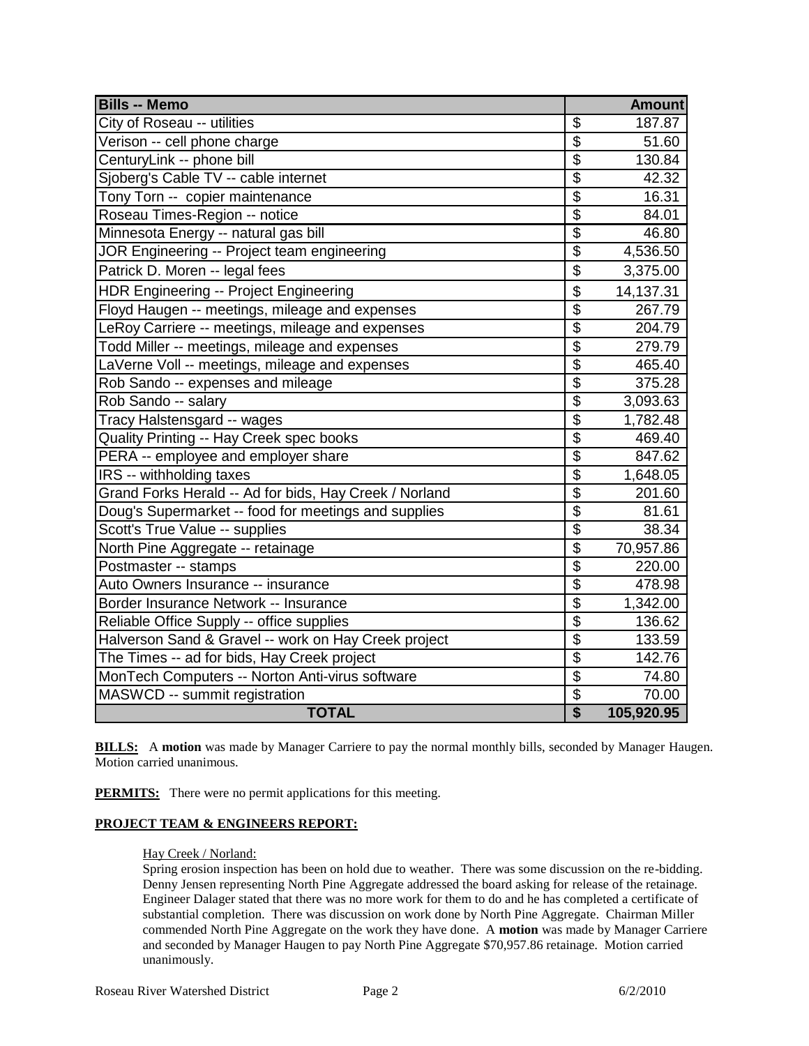| Bills -- Memo | Amount |
|---|---|
| City of Roseau -- utilities | $ 187.87 |
| Verison -- cell phone charge | $ 51.60 |
| CenturyLink -- phone bill | $ 130.84 |
| Sjoberg's Cable TV -- cable internet | $ 42.32 |
| Tony Torn -- copier maintenance | $ 16.31 |
| Roseau Times-Region -- notice | $ 84.01 |
| Minnesota Energy -- natural gas bill | $ 46.80 |
| JOR Engineering -- Project team engineering | $ 4,536.50 |
| Patrick D. Moren -- legal fees | $ 3,375.00 |
| HDR Engineering -- Project Engineering | $ 14,137.31 |
| Floyd Haugen -- meetings, mileage and expenses | $ 267.79 |
| LeRoy Carriere -- meetings, mileage and expenses | $ 204.79 |
| Todd Miller -- meetings, mileage and expenses | $ 279.79 |
| LaVerne Voll -- meetings, mileage and expenses | $ 465.40 |
| Rob Sando -- expenses and mileage | $ 375.28 |
| Rob Sando -- salary | $ 3,093.63 |
| Tracy Halstensgard -- wages | $ 1,782.48 |
| Quality Printing -- Hay Creek spec books | $ 469.40 |
| PERA -- employee and employer share | $ 847.62 |
| IRS -- withholding taxes | $ 1,648.05 |
| Grand Forks Herald -- Ad for bids, Hay Creek / Norland | $ 201.60 |
| Doug's Supermarket -- food for meetings and supplies | $ 81.61 |
| Scott's True Value -- supplies | $ 38.34 |
| North Pine Aggregate -- retainage | $ 70,957.86 |
| Postmaster -- stamps | $ 220.00 |
| Auto Owners Insurance -- insurance | $ 478.98 |
| Border Insurance Network -- Insurance | $ 1,342.00 |
| Reliable Office Supply -- office supplies | $ 136.62 |
| Halverson Sand & Gravel -- work on Hay Creek project | $ 133.59 |
| The Times -- ad for bids, Hay Creek project | $ 142.76 |
| MonTech Computers -- Norton Anti-virus software | $ 74.80 |
| MASWCD -- summit registration | $ 70.00 |
| **TOTAL** | **$ 105,920.95** |

**BILLS:** A **motion** was made by Manager Carriere to pay the normal monthly bills, seconded by Manager Haugen. Motion carried unanimous.

**PERMITS:** There were no permit applications for this meeting.

**PROJECT TEAM & ENGINEERS REPORT:**

Hay Creek / Norland:

Spring erosion inspection has been on hold due to weather. There was some discussion on the re-bidding. Denny Jensen representing North Pine Aggregate addressed the board asking for release of the retainage. Engineer Dalager stated that there was no more work for them to do and he has completed a certificate of substantial completion. There was discussion on work done by North Pine Aggregate. Chairman Miller commended North Pine Aggregate on the work they have done. A **motion** was made by Manager Carriere and seconded by Manager Haugen to pay North Pine Aggregate $70,957.86 retainage. Motion carried unanimously.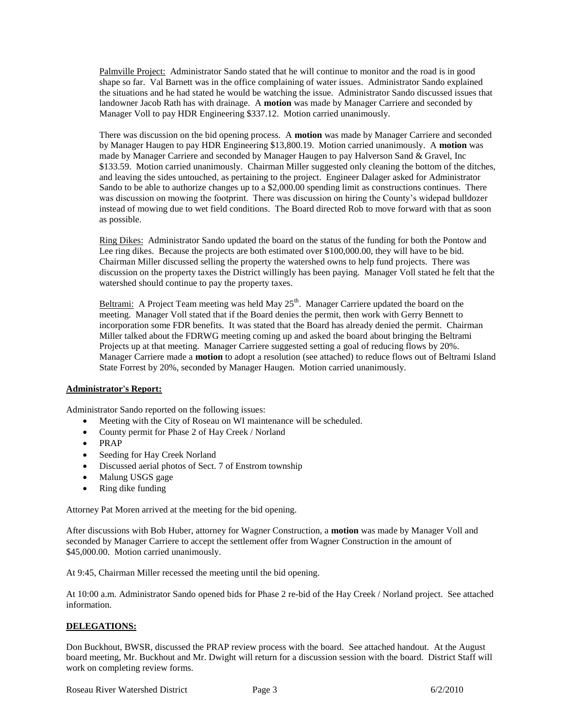Palmville Project: Administrator Sando stated that he will continue to monitor and the road is in good shape so far. Val Barnett was in the office complaining of water issues. Administrator Sando explained the situations and he had stated he would be watching the issue. Administrator Sando discussed issues that landowner Jacob Rath has with drainage. A **motion** was made by Manager Carriere and seconded by Manager Voll to pay HDR Engineering $337.12. Motion carried unanimously.

There was discussion on the bid opening process. A **motion** was made by Manager Carriere and seconded by Manager Haugen to pay HDR Engineering $13,800.19. Motion carried unanimously. A **motion** was made by Manager Carriere and seconded by Manager Haugen to pay Halverson Sand & Gravel, Inc $133.59. Motion carried unanimously. Chairman Miller suggested only cleaning the bottom of the ditches, and leaving the sides untouched, as pertaining to the project. Engineer Dalager asked for Administrator Sando to be able to authorize changes up to a $2,000.00 spending limit as constructions continues. There was discussion on mowing the footprint. There was discussion on hiring the County's widepad bulldozer instead of mowing due to wet field conditions. The Board directed Rob to move forward with that as soon as possible.

Ring Dikes: Administrator Sando updated the board on the status of the funding for both the Pontow and Lee ring dikes. Because the projects are both estimated over $100,000.00, they will have to be bid. Chairman Miller discussed selling the property the watershed owns to help fund projects. There was discussion on the property taxes the District willingly has been paying. Manager Voll stated he felt that the watershed should continue to pay the property taxes.

Beltrami: A Project Team meeting was held May 25th. Manager Carriere updated the board on the meeting. Manager Voll stated that if the Board denies the permit, then work with Gerry Bennett to incorporation some FDR benefits. It was stated that the Board has already denied the permit. Chairman Miller talked about the FDRWG meeting coming up and asked the board about bringing the Beltrami Projects up at that meeting. Manager Carriere suggested setting a goal of reducing flows by 20%. Manager Carriere made a **motion** to adopt a resolution (see attached) to reduce flows out of Beltrami Island State Forrest by 20%, seconded by Manager Haugen. Motion carried unanimously.

**Administrator's Report:**

Administrator Sando reported on the following issues:

- Meeting with the City of Roseau on WI maintenance will be scheduled.
- County permit for Phase 2 of Hay Creek / Norland
- PRAP
- Seeding for Hay Creek Norland
- Discussed aerial photos of Sect. 7 of Enstrom township
- Malung USGS gage
- Ring dike funding

Attorney Pat Moren arrived at the meeting for the bid opening.

After discussions with Bob Huber, attorney for Wagner Construction, a **motion** was made by Manager Voll and seconded by Manager Carriere to accept the settlement offer from Wagner Construction in the amount of $45,000.00. Motion carried unanimously.

At 9:45, Chairman Miller recessed the meeting until the bid opening.

At 10:00 a.m. Administrator Sando opened bids for Phase 2 re-bid of the Hay Creek / Norland project. See attached information.

**DELEGATIONS:**

Don Buckhout, BWSR, discussed the PRAP review process with the board. See attached handout. At the August board meeting, Mr. Buckhout and Mr. Dwight will return for a discussion session with the board. District Staff will work on completing review forms.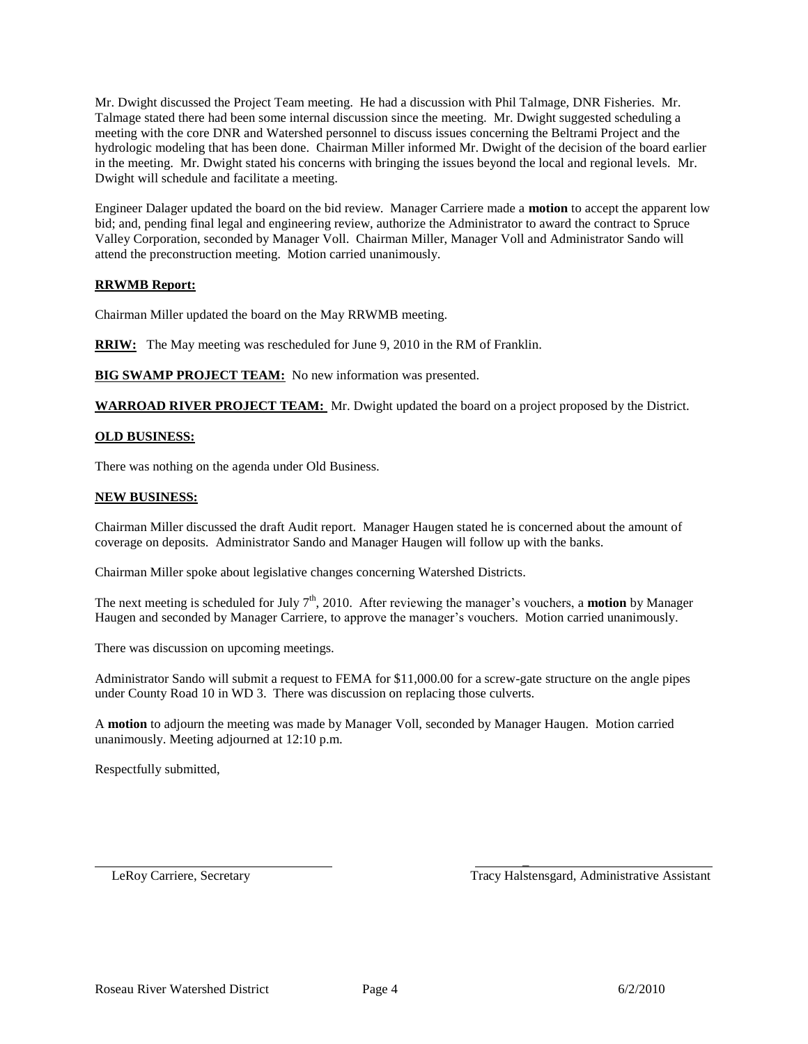Mr. Dwight discussed the Project Team meeting. He had a discussion with Phil Talmage, DNR Fisheries. Mr. Talmage stated there had been some internal discussion since the meeting. Mr. Dwight suggested scheduling a meeting with the core DNR and Watershed personnel to discuss issues concerning the Beltrami Project and the hydrologic modeling that has been done. Chairman Miller informed Mr. Dwight of the decision of the board earlier in the meeting. Mr. Dwight stated his concerns with bringing the issues beyond the local and regional levels. Mr. Dwight will schedule and facilitate a meeting.

Engineer Dalager updated the board on the bid review. Manager Carriere made a **motion** to accept the apparent low bid; and, pending final legal and engineering review, authorize the Administrator to award the contract to Spruce Valley Corporation, seconded by Manager Voll. Chairman Miller, Manager Voll and Administrator Sando will attend the preconstruction meeting. Motion carried unanimously.

**RRWMB Report:**

Chairman Miller updated the board on the May RRWMB meeting.

**RRIW:** The May meeting was rescheduled for June 9, 2010 in the RM of Franklin.

**BIG SWAMP PROJECT TEAM:** No new information was presented.

**WARROAD RIVER PROJECT TEAM:** Mr. Dwight updated the board on a project proposed by the District.

**OLD BUSINESS:**

There was nothing on the agenda under Old Business.

**NEW BUSINESS:**

Chairman Miller discussed the draft Audit report. Manager Haugen stated he is concerned about the amount of coverage on deposits. Administrator Sando and Manager Haugen will follow up with the banks.

Chairman Miller spoke about legislative changes concerning Watershed Districts.

The next meeting is scheduled for July 7th, 2010. After reviewing the manager's vouchers, a **motion** by Manager Haugen and seconded by Manager Carriere, to approve the manager's vouchers. Motion carried unanimously.

There was discussion on upcoming meetings.

Administrator Sando will submit a request to FEMA for $11,000.00 for a screw-gate structure on the angle pipes under County Road 10 in WD 3. There was discussion on replacing those culverts.

A **motion** to adjourn the meeting was made by Manager Voll, seconded by Manager Haugen. Motion carried unanimously. Meeting adjourned at 12:10 p.m.

Respectfully submitted,

LeRoy Carriere, Secretary

Tracy Halstensgard, Administrative Assistant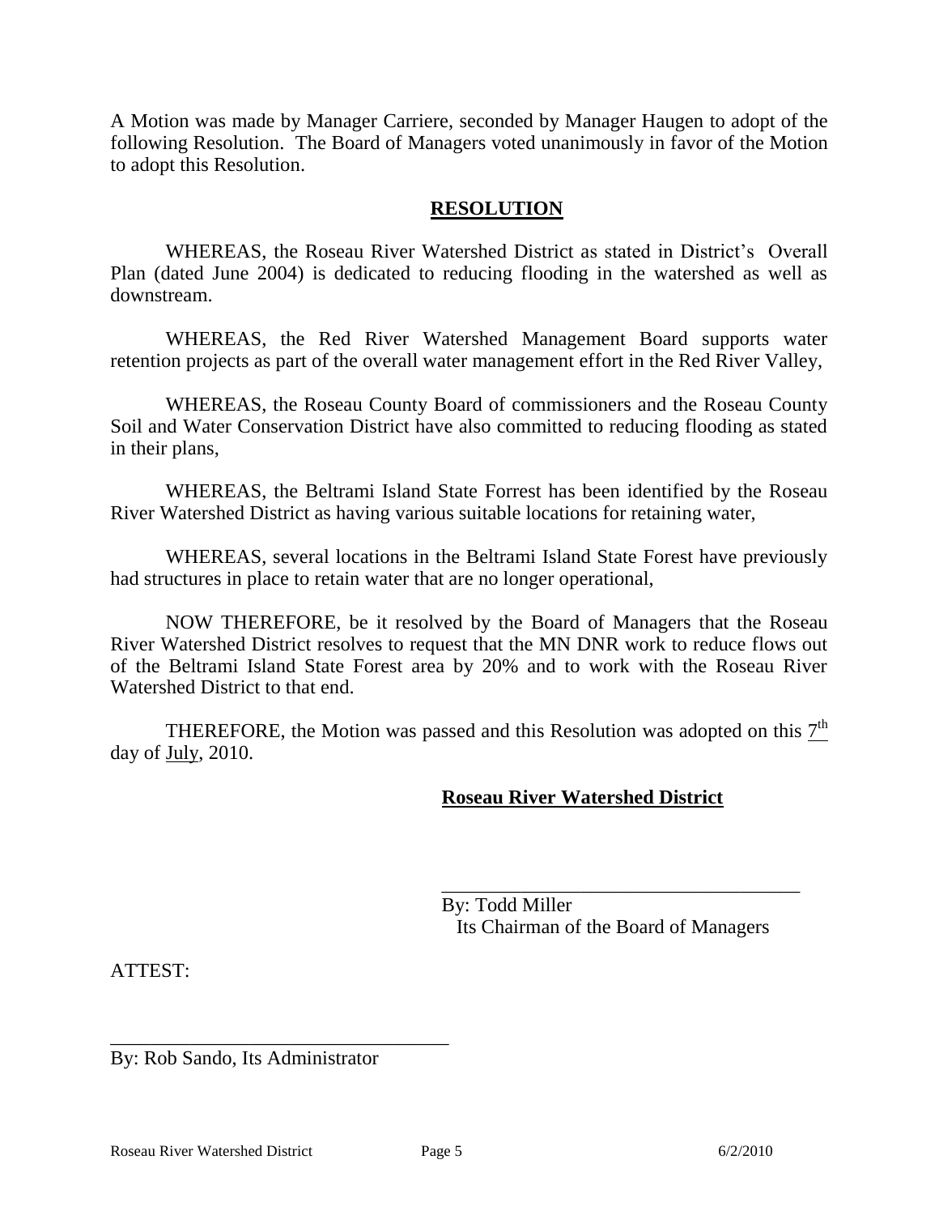A Motion was made by Manager Carriere, seconded by Manager Haugen to adopt of the following Resolution. The Board of Managers voted unanimously in favor of the Motion to adopt this Resolution.

## RESOLUTION

WHEREAS, the Roseau River Watershed District as stated in District's Overall Plan (dated June 2004) is dedicated to reducing flooding in the watershed as well as downstream.

WHEREAS, the Red River Watershed Management Board supports water retention projects as part of the overall water management effort in the Red River Valley,

WHEREAS, the Roseau County Board of commissioners and the Roseau County Soil and Water Conservation District have also committed to reducing flooding as stated in their plans,

WHEREAS, the Beltrami Island State Forrest has been identified by the Roseau River Watershed District as having various suitable locations for retaining water,

WHEREAS, several locations in the Beltrami Island State Forest have previously had structures in place to retain water that are no longer operational,

NOW THEREFORE, be it resolved by the Board of Managers that the Roseau River Watershed District resolves to request that the MN DNR work to reduce flows out of the Beltrami Island State Forest area by 20% and to work with the Roseau River Watershed District to that end.

THEREFORE, the Motion was passed and this Resolution was adopted on this 7th day of July, 2010.

**Roseau River Watershed District**

\_\_\_\_\_\_\_\_\_\_\_\_\_\_\_\_\_\_\_\_\_\_\_\_\_\_\_\_\_\_\_\_\_\_\_\_\_\_
By: Todd Miller
Its Chairman of the Board of Managers

ATTEST:

\_\_\_\_\_\_\_\_\_\_\_\_\_\_\_\_\_\_\_\_\_\_\_\_\_\_\_\_\_\_\_\_\_\_\_\_\_\_
By: Rob Sando, Its Administrator